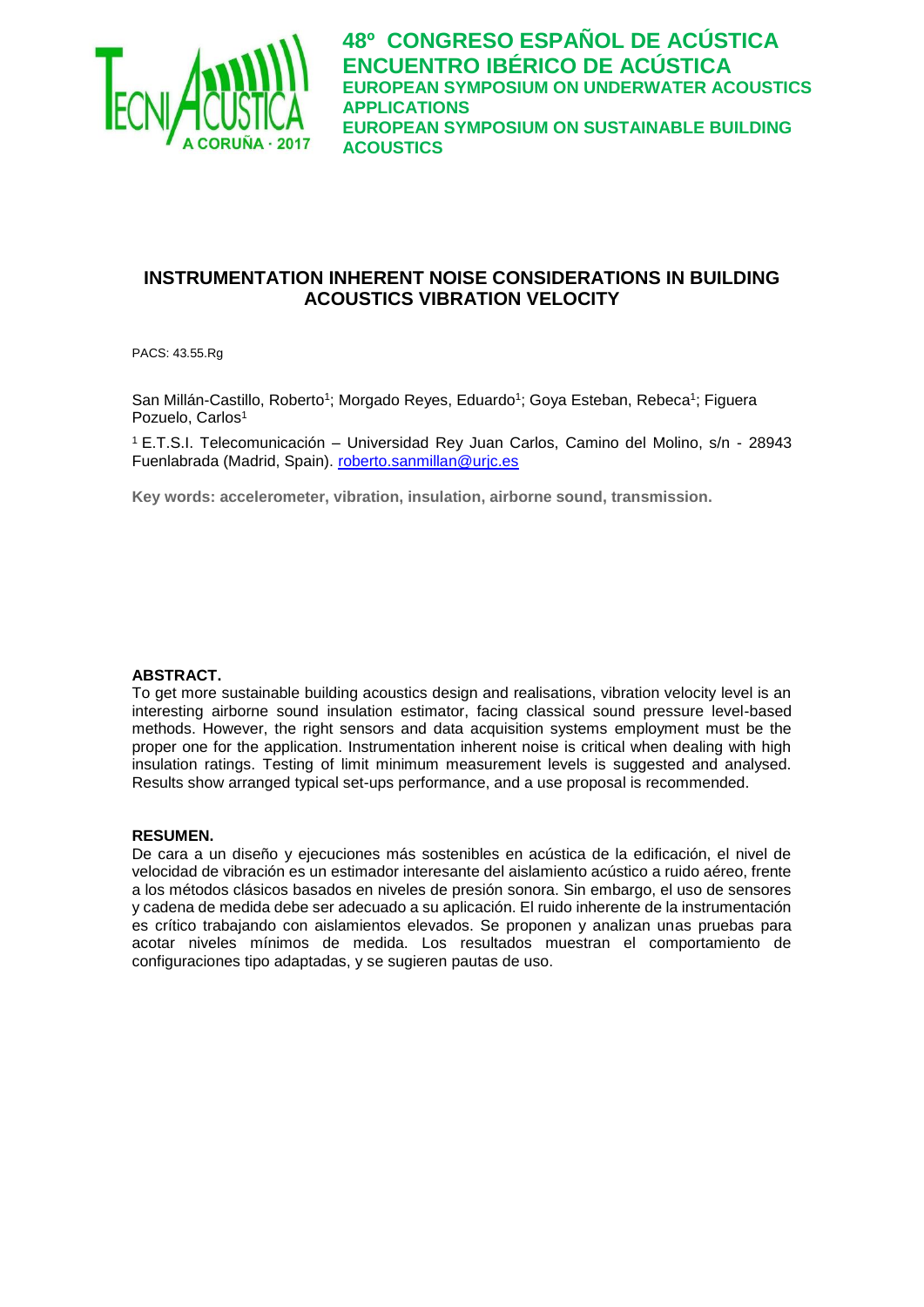48º CONGRESO ESPAÑOL DE ACÚSTICA
ENCUENTRO IBÉRICO DE ACÚSTICA
EUROPEAN SYMPOSIUM ON UNDERWATER ACOUSTICS APPLICATIONS
EUROPEAN SYMPOSIUM ON SUSTAINABLE BUILDING ACOUSTICS

# INSTRUMENTATION INHERENT NOISE CONSIDERATIONS IN BUILDING ACOUSTICS VIBRATION VELOCITY

PACS: 43.55.Rg

San Millán-Castillo, Roberto[1]; Morgado Reyes, Eduardo[1]; Goya Esteban, Rebeca[1]; Figuera Pozuelo, Carlos[1]

[1] E.T.S.I. Telecomunicación – Universidad Rey Juan Carlos, Camino del Molino, s/n - 28943 Fuenlabrada (Madrid, Spain). roberto.sanmillan@urjc.es

**Key words: accelerometer, vibration, insulation, airborne sound, transmission.**

**ABSTRACT.**

To get more sustainable building acoustics design and realisations, vibration velocity level is an interesting airborne sound insulation estimator, facing classical sound pressure level-based methods. However, the right sensors and data acquisition systems employment must be the proper one for the application. Instrumentation inherent noise is critical when dealing with high insulation ratings. Testing of limit minimum measurement levels is suggested and analysed. Results show arranged typical set-ups performance, and a use proposal is recommended.

**RESUMEN.**

De cara a un diseño y ejecuciones más sostenibles en acústica de la edificación, el nivel de velocidad de vibración es un estimador interesante del aislamiento acústico a ruido aéreo, frente a los métodos clásicos basados en niveles de presión sonora. Sin embargo, el uso de sensores y cadena de medida debe ser adecuado a su aplicación. El ruido inherente de la instrumentación es crítico trabajando con aislamientos elevados. Se proponen y analizan unas pruebas para acotar niveles mínimos de medida. Los resultados muestran el comportamiento de configuraciones tipo adaptadas, y se sugieren pautas de uso.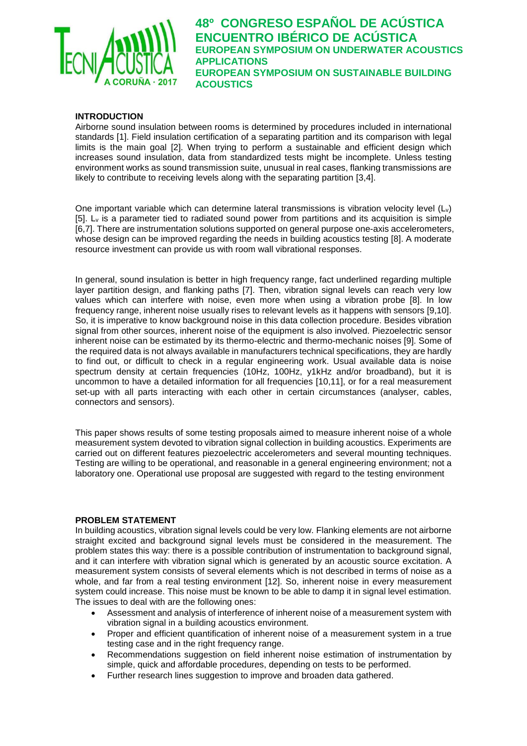## INTRODUCTION

Airborne sound insulation between rooms is determined by procedures included in international standards [1]. Field insulation certification of a separating partition and its comparison with legal limits is the main goal [2]. When trying to perform a sustainable and efficient design which increases sound insulation, data from standardized tests might be incomplete. Unless testing environment works as sound transmission suite, unusual in real cases, flanking transmissions are likely to contribute to receiving levels along with the separating partition [3,4].

One important variable which can determine lateral transmissions is vibration velocity level ($L_v$) [5]. $L_v$ is a parameter tied to radiated sound power from partitions and its acquisition is simple [6,7]. There are instrumentation solutions supported on general purpose one-axis accelerometers, whose design can be improved regarding the needs in building acoustics testing [8]. A moderate resource investment can provide us with room wall vibrational responses.

In general, sound insulation is better in high frequency range, fact underlined regarding multiple layer partition design, and flanking paths [7]. Then, vibration signal levels can reach very low values which can interfere with noise, even more when using a vibration probe [8]. In low frequency range, inherent noise usually rises to relevant levels as it happens with sensors [9,10]. So, it is imperative to know background noise in this data collection procedure. Besides vibration signal from other sources, inherent noise of the equipment is also involved. Piezoelectric sensor inherent noise can be estimated by its thermo-electric and thermo-mechanic noises [9]. Some of the required data is not always available in manufacturers technical specifications, they are hardly to find out, or difficult to check in a regular engineering work. Usual available data is noise spectrum density at certain frequencies (10Hz, 100Hz, y1kHz and/or broadband), but it is uncommon to have a detailed information for all frequencies [10,11], or for a real measurement set-up with all parts interacting with each other in certain circumstances (analyser, cables, connectors and sensors).

This paper shows results of some testing proposals aimed to measure inherent noise of a whole measurement system devoted to vibration signal collection in building acoustics. Experiments are carried out on different features piezoelectric accelerometers and several mounting techniques. Testing are willing to be operational, and reasonable in a general engineering environment; not a laboratory one. Operational use proposal are suggested with regard to the testing environment

## PROBLEM STATEMENT

In building acoustics, vibration signal levels could be very low. Flanking elements are not airborne straight excited and background signal levels must be considered in the measurement. The problem states this way: there is a possible contribution of instrumentation to background signal, and it can interfere with vibration signal which is generated by an acoustic source excitation. A measurement system consists of several elements which is not described in terms of noise as a whole, and far from a real testing environment [12]. So, inherent noise in every measurement system could increase. This noise must be known to be able to damp it in signal level estimation. The issues to deal with are the following ones:

- Assessment and analysis of interference of inherent noise of a measurement system with vibration signal in a building acoustics environment.
- Proper and efficient quantification of inherent noise of a measurement system in a true testing case and in the right frequency range.
- Recommendations suggestion on field inherent noise estimation of instrumentation by simple, quick and affordable procedures, depending on tests to be performed.
- Further research lines suggestion to improve and broaden data gathered.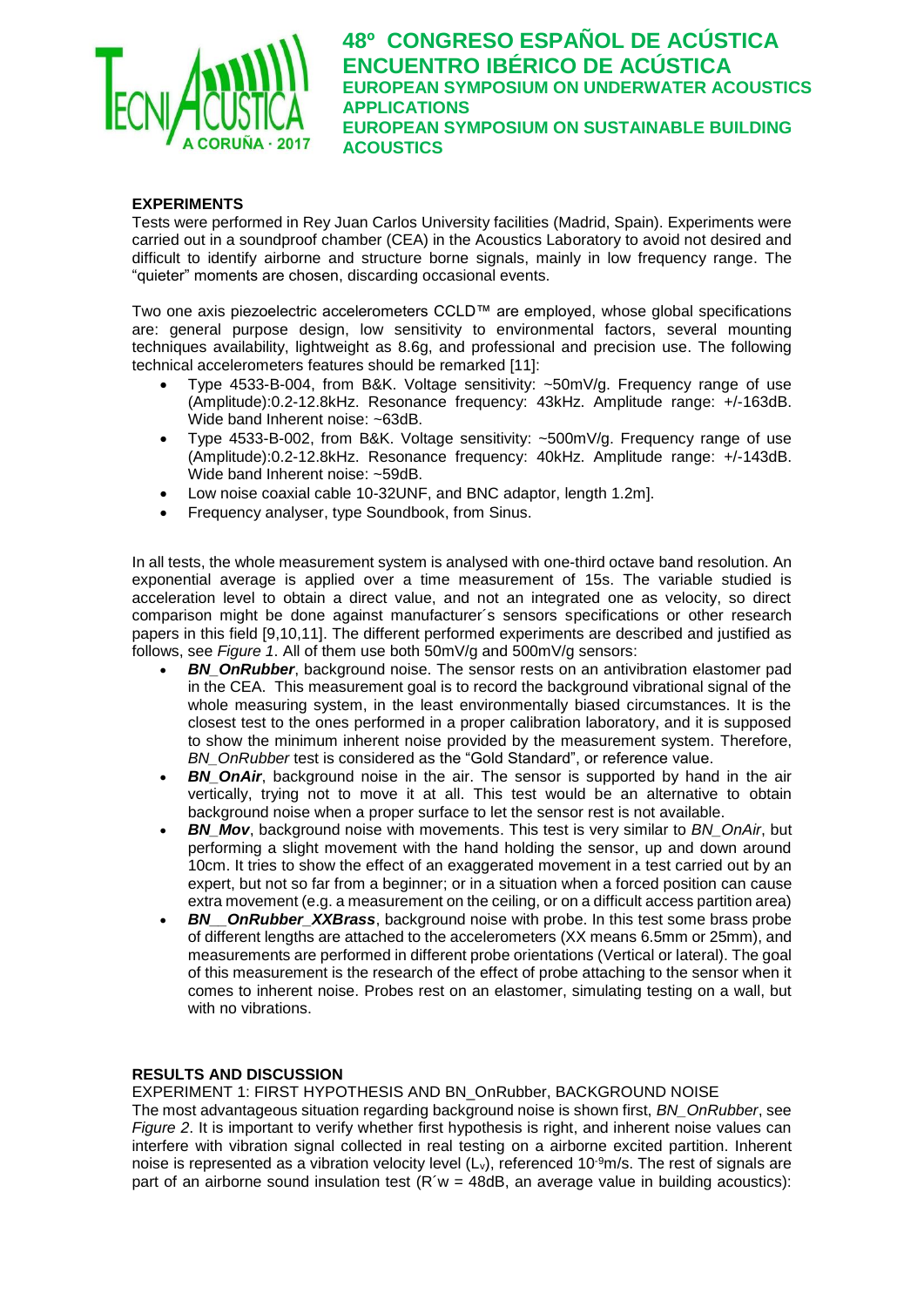**EXPERIMENTS**

Tests were performed in Rey Juan Carlos University facilities (Madrid, Spain). Experiments were carried out in a soundproof chamber (CEA) in the Acoustics Laboratory to avoid not desired and difficult to identify airborne and structure borne signals, mainly in low frequency range. The "quieter" moments are chosen, discarding occasional events.

Two one axis piezoelectric accelerometers CCLD™ are employed, whose global specifications are: general purpose design, low sensitivity to environmental factors, several mounting techniques availability, lightweight as 8.6g, and professional and precision use. The following technical accelerometers features should be remarked [11]:

- Type 4533-B-004, from B&K. Voltage sensitivity: ~50mV/g. Frequency range of use (Amplitude):0.2-12.8kHz. Resonance frequency: 43kHz. Amplitude range: +/-163dB. Wide band Inherent noise: ~63dB.
- Type 4533-B-002, from B&K. Voltage sensitivity: ~500mV/g. Frequency range of use (Amplitude):0.2-12.8kHz. Resonance frequency: 40kHz. Amplitude range: +/-143dB. Wide band Inherent noise: ~59dB.
- Low noise coaxial cable 10-32UNF, and BNC adaptor, length 1.2m].
- Frequency analyser, type Soundbook, from Sinus.

In all tests, the whole measurement system is analysed with one-third octave band resolution. An exponential average is applied over a time measurement of 15s. The variable studied is acceleration level to obtain a direct value, and not an integrated one as velocity, so direct comparison might be done against manufacturer´s sensors specifications or other research papers in this field [9,10,11]. The different performed experiments are described and justified as follows, see *Figure 1*. All of them use both 50mV/g and 500mV/g sensors:

- ***BN_OnRubber***, background noise. The sensor rests on an antivibration elastomer pad in the CEA. This measurement goal is to record the background vibrational signal of the whole measuring system, in the least environmentally biased circumstances. It is the closest test to the ones performed in a proper calibration laboratory, and it is supposed to show the minimum inherent noise provided by the measurement system. Therefore, *BN_OnRubber* test is considered as the "Gold Standard", or reference value.
- ***BN_OnAir***, background noise in the air. The sensor is supported by hand in the air vertically, trying not to move it at all. This test would be an alternative to obtain background noise when a proper surface to let the sensor rest is not available.
- ***BN_Mov***, background noise with movements. This test is very similar to *BN_OnAir*, but performing a slight movement with the hand holding the sensor, up and down around 10cm. It tries to show the effect of an exaggerated movement in a test carried out by an expert, but not so far from a beginner; or in a situation when a forced position can cause extra movement (e.g. a measurement on the ceiling, or on a difficult access partition area)
- ***BN__OnRubber_XXBrass***, background noise with probe. In this test some brass probe of different lengths are attached to the accelerometers (XX means 6.5mm or 25mm), and measurements are performed in different probe orientations (Vertical or lateral). The goal of this measurement is the research of the effect of probe attaching to the sensor when it comes to inherent noise. Probes rest on an elastomer, simulating testing on a wall, but with no vibrations.

**RESULTS AND DISCUSSION**

EXPERIMENT 1: FIRST HYPOTHESIS AND BN_OnRubber, BACKGROUND NOISE

The most advantageous situation regarding background noise is shown first, *BN_OnRubber*, see *Figure 2*. It is important to verify whether first hypothesis is right, and inherent noise values can interfere with vibration signal collected in real testing on a airborne excited partition. Inherent noise is represented as a vibration velocity level ($L_v$), referenced $10^{-9}$m/s. The rest of signals are part of an airborne sound insulation test ($R'w$ = 48dB, an average value in building acoustics):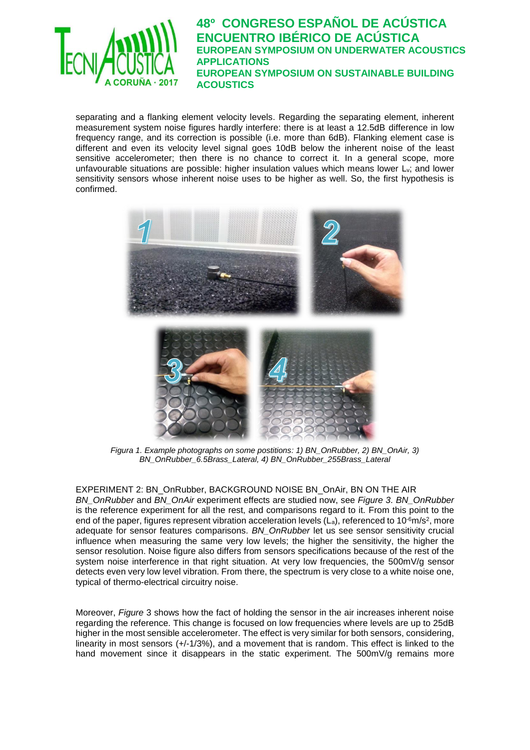separating and a flanking element velocity levels. Regarding the separating element, inherent measurement system noise figures hardly interfere: there is at least a 12.5dB difference in low frequency range, and its correction is possible (i.e. more than 6dB). Flanking element case is different and even its velocity level signal goes 10dB below the inherent noise of the least sensitive accelerometer; then there is no chance to correct it. In a general scope, more unfavourable situations are possible: higher insulation values which means lower $L_v$; and lower sensitivity sensors whose inherent noise uses to be higher as well. So, the first hypothesis is confirmed.

*Figura 1. Example photographs on some postitions: 1) BN_OnRubber, 2) BN_OnAir, 3) BN_OnRubber_6.5Brass_Lateral, 4) BN_OnRubber_255Brass_Lateral*

EXPERIMENT 2: BN_OnRubber, BACKGROUND NOISE BN_OnAir, BN ON THE AIR

*BN_OnRubber* and *BN_OnAir* experiment effects are studied now, see *Figure 3*. *BN_OnRubber* is the reference experiment for all the rest, and comparisons regard to it. From this point to the end of the paper, figures represent vibration acceleration levels ($L_a$), referenced to $10^{-6}$m/s$^2$, more adequate for sensor features comparisons. *BN_OnRubber* let us see sensor sensitivity crucial influence when measuring the same very low levels; the higher the sensitivity, the higher the sensor resolution. Noise figure also differs from sensors specifications because of the rest of the system noise interference in that right situation. At very low frequencies, the 500mV/g sensor detects even very low level vibration. From there, the spectrum is very close to a white noise one, typical of thermo-electrical circuitry noise.

Moreover, *Figure* 3 shows how the fact of holding the sensor in the air increases inherent noise regarding the reference. This change is focused on low frequencies where levels are up to 25dB higher in the most sensible accelerometer. The effect is very similar for both sensors, considering, linearity in most sensors (+/-1/3%), and a movement that is random. This effect is linked to the hand movement since it disappears in the static experiment. The 500mV/g remains more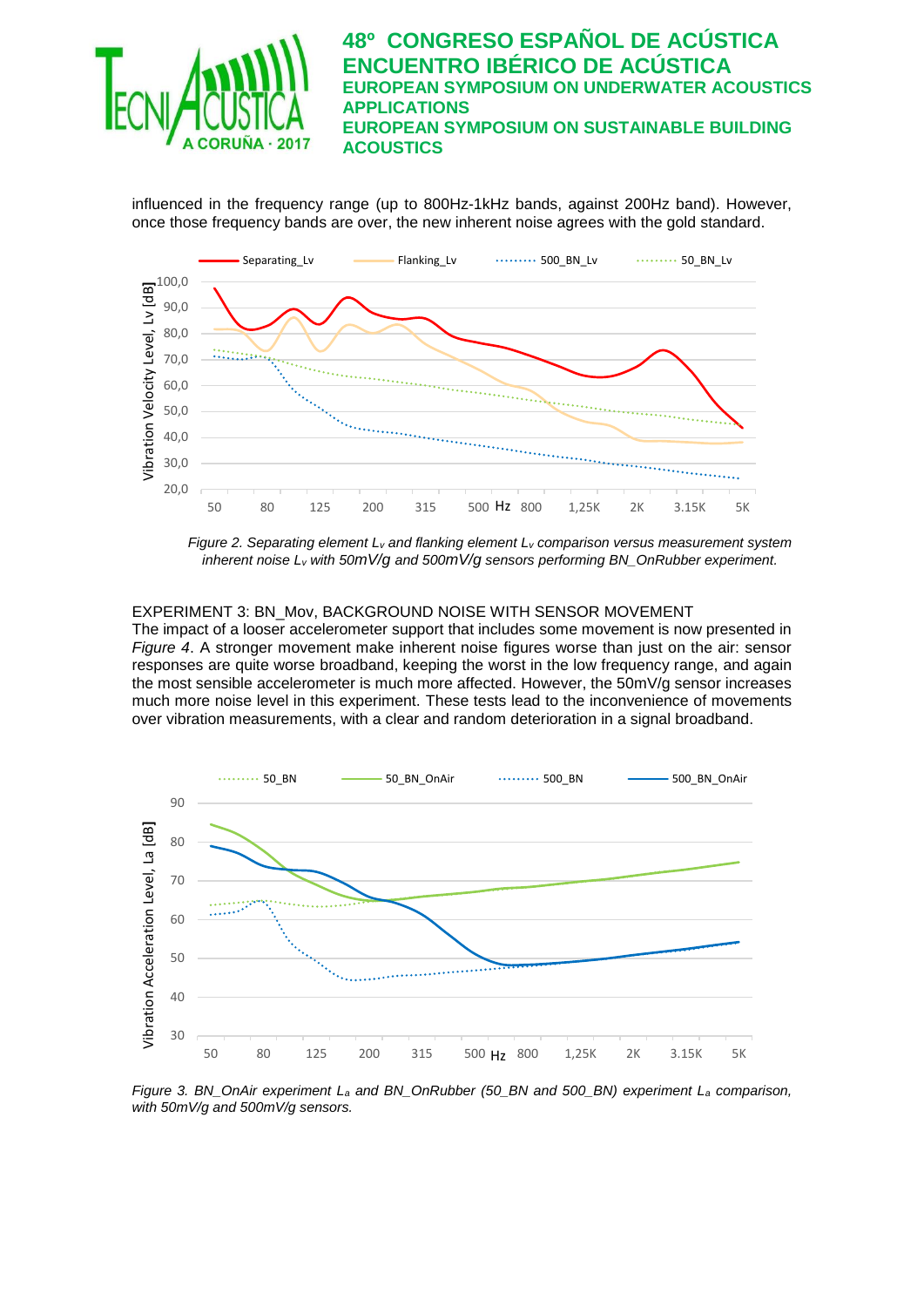influenced in the frequency range (up to 800Hz-1kHz bands, against 200Hz band). However, once those frequency bands are over, the new inherent noise agrees with the gold standard.

*Figure 2. Separating element $L_v$ and flanking element $L_v$ comparison versus measurement system inherent noise $L_v$ with 50mV/g and 500mV/g sensors performing BN_OnRubber experiment.*

EXPERIMENT 3: BN_Mov, BACKGROUND NOISE WITH SENSOR MOVEMENT

The impact of a looser accelerometer support that includes some movement is now presented in *Figure 4*. A stronger movement make inherent noise figures worse than just on the air: sensor responses are quite worse broadband, keeping the worst in the low frequency range, and again the most sensible accelerometer is much more affected. However, the 50mV/g sensor increases much more noise level in this experiment. These tests lead to the inconvenience of movements over vibration measurements, with a clear and random deterioration in a signal broadband.

*Figure 3. BN_OnAir experiment $L_a$ and BN_OnRubber (50_BN and 500_BN) experiment $L_a$ comparison, with 50mV/g and 500mV/g sensors.*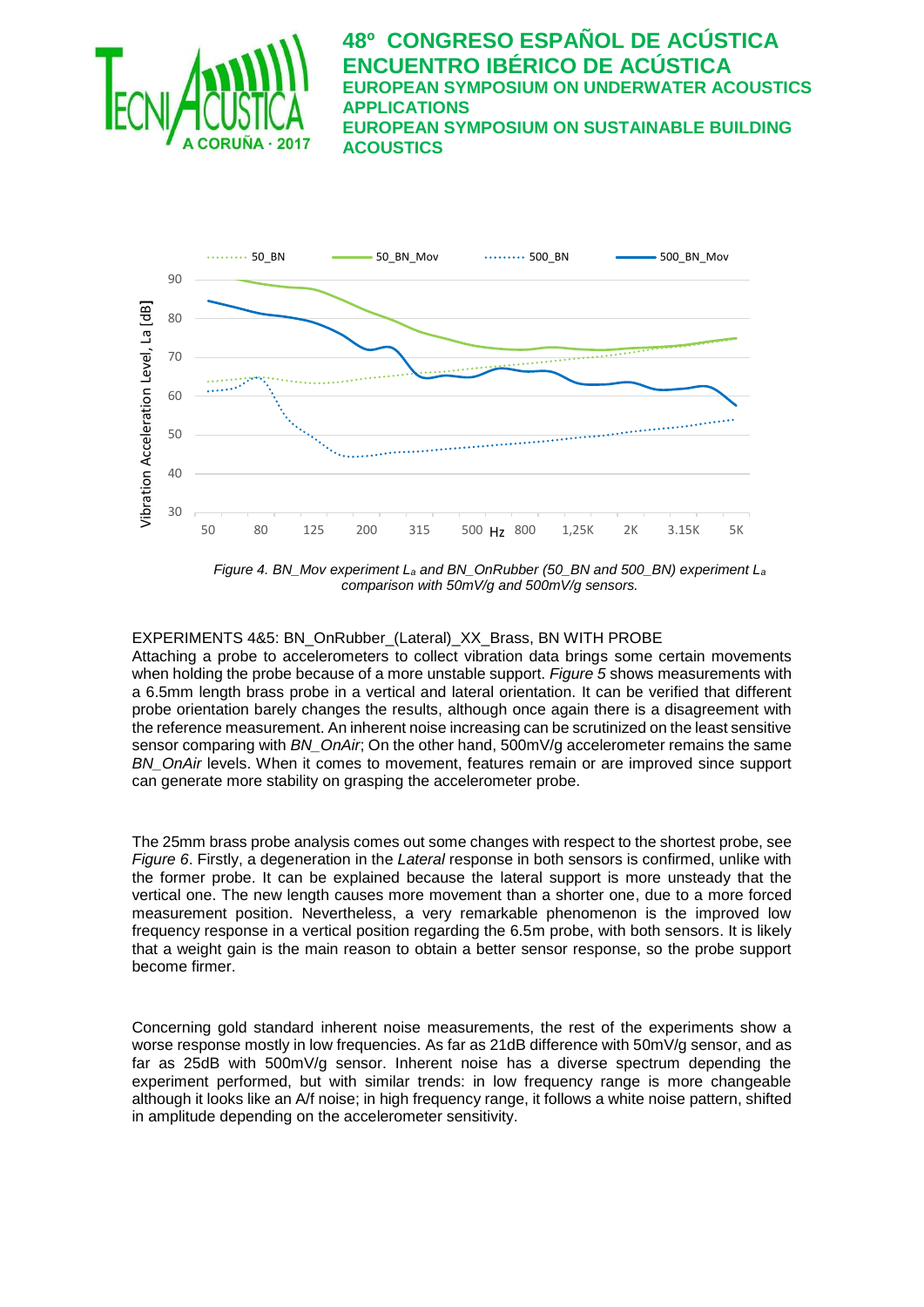*Figure 4. BN_Mov experiment $L_a$ and BN_OnRubber (50_BN and 500_BN) experiment $L_a$ comparison with 50mV/g and 500mV/g sensors.*

EXPERIMENTS 4&5: BN_OnRubber_(Lateral)_XX_Brass, BN WITH PROBE

Attaching a probe to accelerometers to collect vibration data brings some certain movements when holding the probe because of a more unstable support. *Figure 5* shows measurements with a 6.5mm length brass probe in a vertical and lateral orientation. It can be verified that different probe orientation barely changes the results, although once again there is a disagreement with the reference measurement. An inherent noise increasing can be scrutinized on the least sensitive sensor comparing with *BN_OnAir*; On the other hand, 500mV/g accelerometer remains the same *BN_OnAir* levels. When it comes to movement, features remain or are improved since support can generate more stability on grasping the accelerometer probe.

The 25mm brass probe analysis comes out some changes with respect to the shortest probe, see *Figure 6*. Firstly, a degeneration in the *Lateral* response in both sensors is confirmed, unlike with the former probe. It can be explained because the lateral support is more unsteady that the vertical one. The new length causes more movement than a shorter one, due to a more forced measurement position. Nevertheless, a very remarkable phenomenon is the improved low frequency response in a vertical position regarding the 6.5m probe, with both sensors. It is likely that a weight gain is the main reason to obtain a better sensor response, so the probe support become firmer.

Concerning gold standard inherent noise measurements, the rest of the experiments show a worse response mostly in low frequencies. As far as 21dB difference with 50mV/g sensor, and as far as 25dB with 500mV/g sensor. Inherent noise has a diverse spectrum depending the experiment performed, but with similar trends: in low frequency range is more changeable although it looks like an A/f noise; in high frequency range, it follows a white noise pattern, shifted in amplitude depending on the accelerometer sensitivity.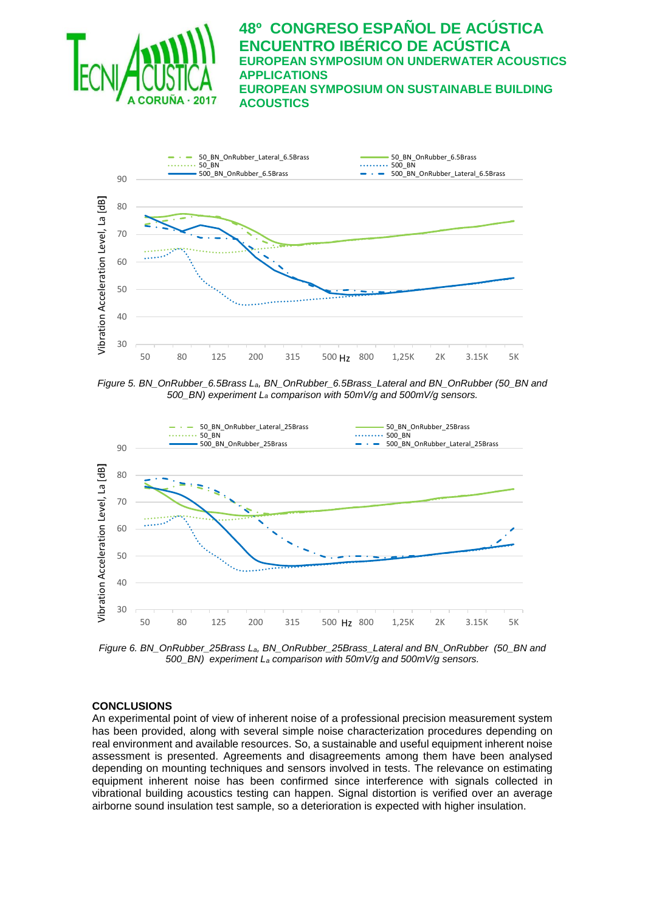*Figure 5. BN_OnRubber_6.5Brass $L_a$, BN_OnRubber_6.5Brass_Lateral and BN_OnRubber (50_BN and 500_BN) experiment $L_a$ comparison with 50mV/g and 500mV/g sensors.*

*Figure 6. BN_OnRubber_25Brass $L_a$, BN_OnRubber_25Brass_Lateral and BN_OnRubber (50_BN and 500_BN) experiment $L_a$ comparison with 50mV/g and 500mV/g sensors.*

## CONCLUSIONS

An experimental point of view of inherent noise of a professional precision measurement system has been provided, along with several simple noise characterization procedures depending on real environment and available resources. So, a sustainable and useful equipment inherent noise assessment is presented. Agreements and disagreements among them have been analysed depending on mounting techniques and sensors involved in tests. The relevance on estimating equipment inherent noise has been confirmed since interference with signals collected in vibrational building acoustics testing can happen. Signal distortion is verified over an average airborne sound insulation test sample, so a deterioration is expected with higher insulation.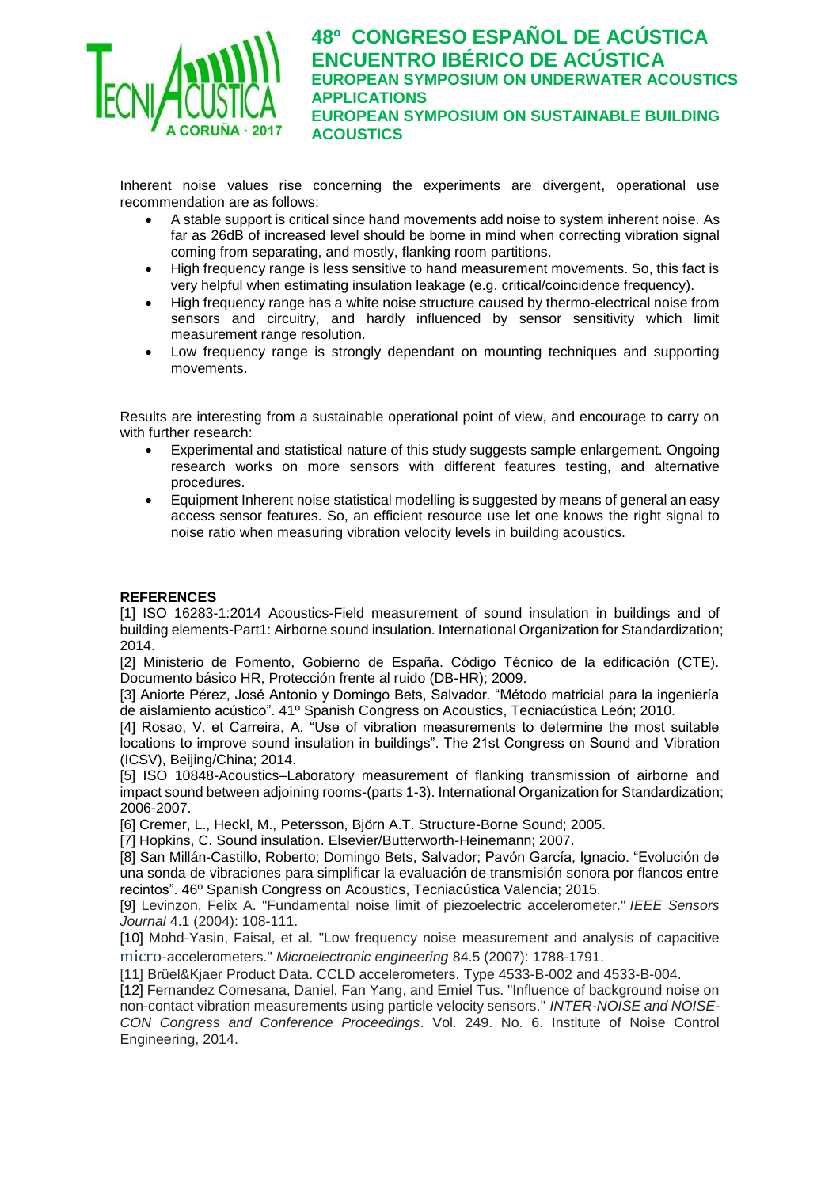Inherent noise values rise concerning the experiments are divergent, operational use recommendation are as follows:

- A stable support is critical since hand movements add noise to system inherent noise. As far as 26dB of increased level should be borne in mind when correcting vibration signal coming from separating, and mostly, flanking room partitions.
- High frequency range is less sensitive to hand measurement movements. So, this fact is very helpful when estimating insulation leakage (e.g. critical/coincidence frequency).
- High frequency range has a white noise structure caused by thermo-electrical noise from sensors and circuitry, and hardly influenced by sensor sensitivity which limit measurement range resolution.
- Low frequency range is strongly dependant on mounting techniques and supporting movements.

Results are interesting from a sustainable operational point of view, and encourage to carry on with further research:

- Experimental and statistical nature of this study suggests sample enlargement. Ongoing research works on more sensors with different features testing, and alternative procedures.
- Equipment Inherent noise statistical modelling is suggested by means of general an easy access sensor features. So, an efficient resource use let one knows the right signal to noise ratio when measuring vibration velocity levels in building acoustics.

**REFERENCES**

[1] ISO 16283-1:2014 Acoustics-Field measurement of sound insulation in buildings and of building elements-Part1: Airborne sound insulation. International Organization for Standardization; 2014.

[2] Ministerio de Fomento, Gobierno de España. Código Técnico de la edificación (CTE). Documento básico HR, Protección frente al ruido (DB-HR); 2009.

[3] Aniorte Pérez, José Antonio y Domingo Bets, Salvador. "Método matricial para la ingeniería de aislamiento acústico". 41º Spanish Congress on Acoustics, Tecniacústica León; 2010.

[4] Rosao, V. et Carreira, A. "Use of vibration measurements to determine the most suitable locations to improve sound insulation in buildings". The 21st Congress on Sound and Vibration (ICSV), Beijing/China; 2014.

[5] ISO 10848-Acoustics–Laboratory measurement of flanking transmission of airborne and impact sound between adjoining rooms-(parts 1-3). International Organization for Standardization; 2006-2007.

[6] Cremer, L., Heckl, M., Petersson, Björn A.T. Structure-Borne Sound; 2005.

[7] Hopkins, C. Sound insulation. Elsevier/Butterworth-Heinemann; 2007.

[8] San Millán-Castillo, Roberto; Domingo Bets, Salvador; Pavón García, Ignacio. "Evolución de una sonda de vibraciones para simplificar la evaluación de transmisión sonora por flancos entre recintos". 46º Spanish Congress on Acoustics, Tecniacústica Valencia; 2015.

[9] Levinzon, Felix A. "Fundamental noise limit of piezoelectric accelerometer." *IEEE Sensors Journal* 4.1 (2004): 108-111.

[10] Mohd-Yasin, Faisal, et al. "Low frequency noise measurement and analysis of capacitive micro-accelerometers." *Microelectronic engineering* 84.5 (2007): 1788-1791.

[11] Brüel&Kjaer Product Data. CCLD accelerometers. Type 4533-B-002 and 4533-B-004.

[12] Fernandez Comesana, Daniel, Fan Yang, and Emiel Tus. "Influence of background noise on non-contact vibration measurements using particle velocity sensors." *INTER-NOISE and NOISE-CON Congress and Conference Proceedings*. Vol. 249. No. 6. Institute of Noise Control Engineering, 2014.